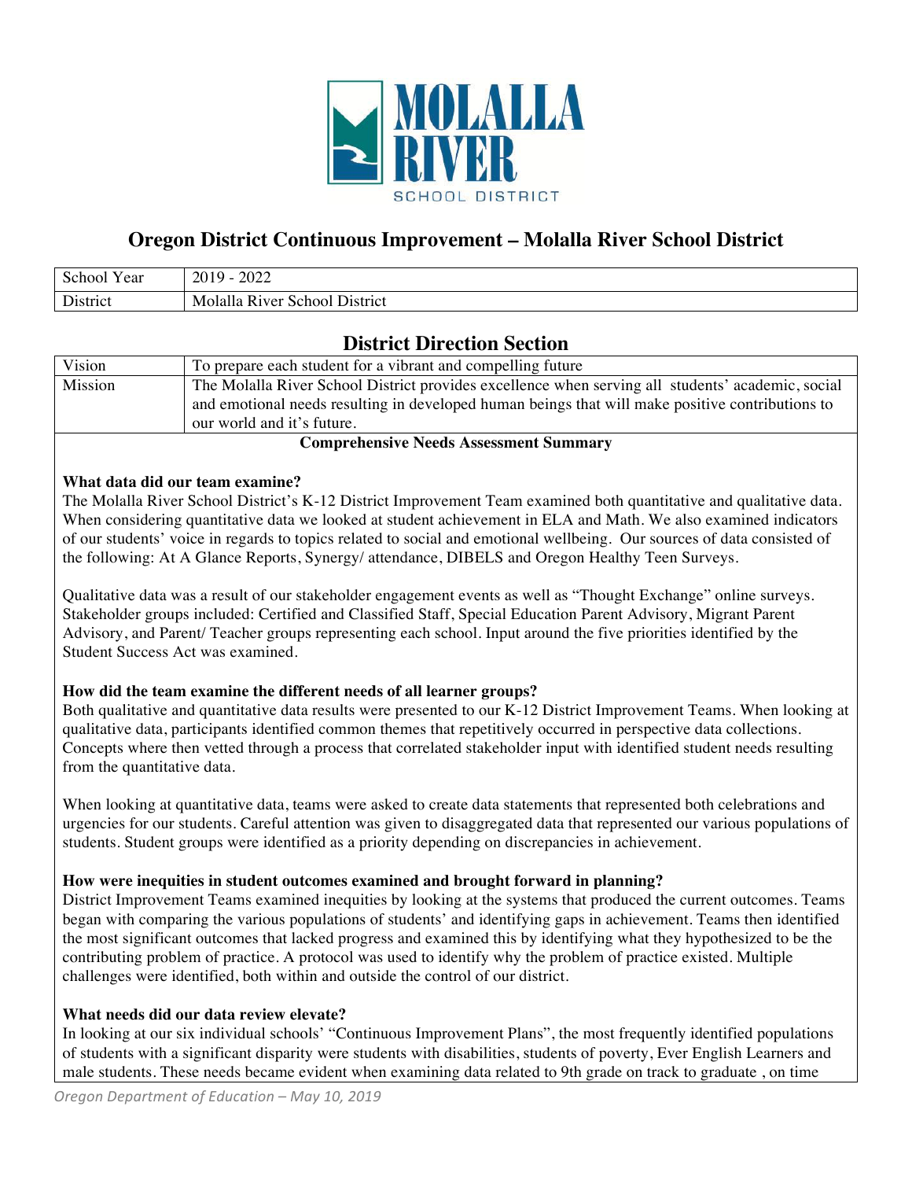# Oregon District Continuous Improvement – Molalla River School District

| School Year | 2019 - 2022 |
|---|---|
| District | Molalla River School District |

## District Direction Section

| Vision | To prepare each student for a vibrant and compelling future |
|---|---|
| Mission | The Molalla River School District provides excellence when serving all students' academic, social and emotional needs resulting in developed human beings that will make positive contributions to our world and it's future. |

### Comprehensive Needs Assessment Summary

**What data did our team examine?**

The Molalla River School District's K-12 District Improvement Team examined both quantitative and qualitative data. When considering quantitative data we looked at student achievement in ELA and Math. We also examined indicators of our students' voice in regards to topics related to social and emotional wellbeing. Our sources of data consisted of the following: At A Glance Reports, Synergy/ attendance, DIBELS and Oregon Healthy Teen Surveys.

Qualitative data was a result of our stakeholder engagement events as well as "Thought Exchange" online surveys. Stakeholder groups included: Certified and Classified Staff, Special Education Parent Advisory, Migrant Parent Advisory, and Parent/ Teacher groups representing each school. Input around the five priorities identified by the Student Success Act was examined.

**How did the team examine the different needs of all learner groups?**

Both qualitative and quantitative data results were presented to our K-12 District Improvement Teams. When looking at qualitative data, participants identified common themes that repetitively occurred in perspective data collections. Concepts where then vetted through a process that correlated stakeholder input with identified student needs resulting from the quantitative data.

When looking at quantitative data, teams were asked to create data statements that represented both celebrations and urgencies for our students. Careful attention was given to disaggregated data that represented our various populations of students. Student groups were identified as a priority depending on discrepancies in achievement.

**How were inequities in student outcomes examined and brought forward in planning?**

District Improvement Teams examined inequities by looking at the systems that produced the current outcomes. Teams began with comparing the various populations of students' and identifying gaps in achievement. Teams then identified the most significant outcomes that lacked progress and examined this by identifying what they hypothesized to be the contributing problem of practice. A protocol was used to identify why the problem of practice existed. Multiple challenges were identified, both within and outside the control of our district.

**What needs did our data review elevate?**

In looking at our six individual schools' "Continuous Improvement Plans", the most frequently identified populations of students with a significant disparity were students with disabilities, students of poverty, Ever English Learners and male students. These needs became evident when examining data related to 9th grade on track to graduate , on time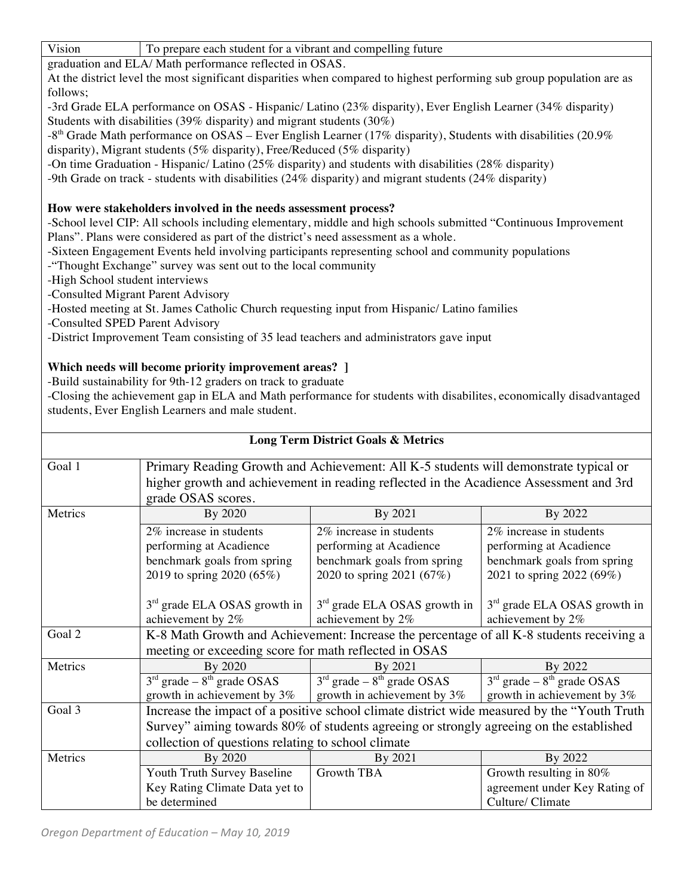| Vision | To prepare each student for a vibrant and compelling future |
|---|---|

graduation and ELA/ Math performance reflected in OSAS.

At the district level the most significant disparities when compared to highest performing sub group population are as follows;

-3rd Grade ELA performance on OSAS - Hispanic/ Latino (23% disparity), Ever English Learner (34% disparity) Students with disabilities (39% disparity) and migrant students (30%)

-8th Grade Math performance on OSAS – Ever English Learner (17% disparity), Students with disabilities (20.9% disparity), Migrant students (5% disparity), Free/Reduced (5% disparity)

-On time Graduation - Hispanic/ Latino (25% disparity) and students with disabilities (28% disparity)

-9th Grade on track - students with disabilities (24% disparity) and migrant students (24% disparity)

**How were stakeholders involved in the needs assessment process?**

-School level CIP: All schools including elementary, middle and high schools submitted "Continuous Improvement Plans". Plans were considered as part of the district's need assessment as a whole.

-Sixteen Engagement Events held involving participants representing school and community populations

-"Thought Exchange" survey was sent out to the local community

-High School student interviews

-Consulted Migrant Parent Advisory

-Hosted meeting at St. James Catholic Church requesting input from Hispanic/ Latino families

-Consulted SPED Parent Advisory

-District Improvement Team consisting of 35 lead teachers and administrators gave input

**Which needs will become priority improvement areas? ]**

-Build sustainability for 9th-12 graders on track to graduate

-Closing the achievement gap in ELA and Math performance for students with disabilites, economically disadvantaged students, Ever English Learners and male student.

**Long Term District Goals & Metrics**

| Goal 1 | Primary Reading Growth and Achievement: All K-5 students will demonstrate typical or higher growth and achievement in reading reflected in the Acadience Assessment and 3rd grade OSAS scores. | | |
|---|---|---|---|
| Metrics | By 2020 | By 2021 | By 2022 |
| | 2% increase in students performing at Acadience benchmark goals from spring 2019 to spring 2020 (65%)<br><br>3rd grade ELA OSAS growth in achievement by 2% | 2% increase in students performing at Acadience benchmark goals from spring 2020 to spring 2021 (67%)<br><br>3rd grade ELA OSAS growth in achievement by 2% | 2% increase in students performing at Acadience benchmark goals from spring 2021 to spring 2022 (69%)<br><br>3rd grade ELA OSAS growth in achievement by 2% |
| Goal 2 | K-8 Math Growth and Achievement: Increase the percentage of all K-8 students receiving a meeting or exceeding score for math reflected in OSAS | | |
| Metrics | By 2020 | By 2021 | By 2022 |
| | 3rd grade – 8th grade OSAS growth in achievement by 3% | 3rd grade – 8th grade OSAS growth in achievement by 3% | 3rd grade – 8th grade OSAS growth in achievement by 3% |
| Goal 3 | Increase the impact of a positive school climate district wide measured by the "Youth Truth Survey" aiming towards 80% of students agreeing or strongly agreeing on the established collection of questions relating to school climate | | |
| Metrics | By 2020 | By 2021 | By 2022 |
| | Youth Truth Survey Baseline Key Rating Climate Data yet to be determined | Growth TBA | Growth resulting in 80% agreement under Key Rating of Culture/ Climate |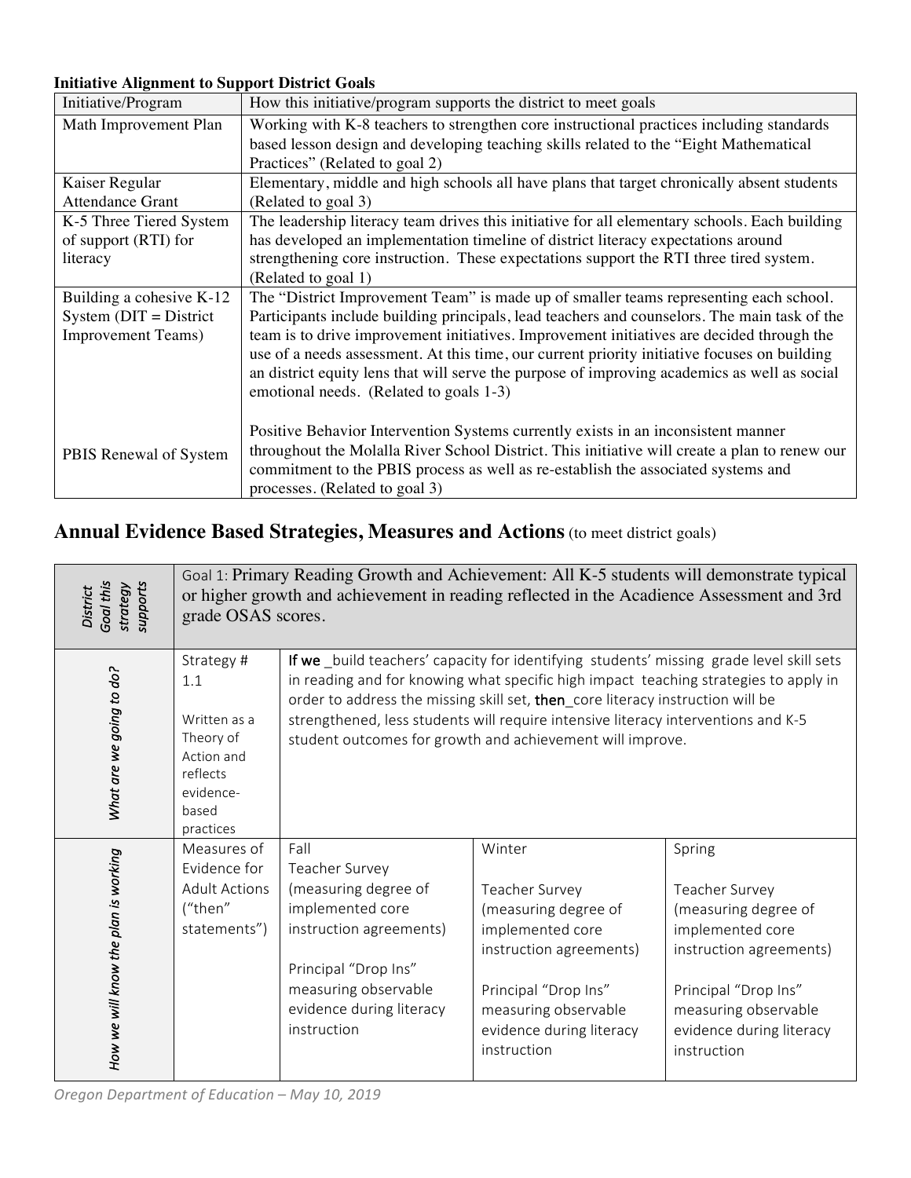**Initiative Alignment to Support District Goals**

| Initiative/Program | How this initiative/program supports the district to meet goals |
|---|---|
| Math Improvement Plan | Working with K-8 teachers to strengthen core instructional practices including standards based lesson design and developing teaching skills related to the "Eight Mathematical Practices" (Related to goal 2) |
| Kaiser Regular Attendance Grant | Elementary, middle and high schools all have plans that target chronically absent students (Related to goal 3) |
| K-5 Three Tiered System of support (RTI) for literacy | The leadership literacy team drives this initiative for all elementary schools. Each building has developed an implementation timeline of district literacy expectations around strengthening core instruction. These expectations support the RTI three tired system. (Related to goal 1) |
| Building a cohesive K-12 System (DIT = District Improvement Teams) | The "District Improvement Team" is made up of smaller teams representing each school. Participants include building principals, lead teachers and counselors. The main task of the team is to drive improvement initiatives. Improvement initiatives are decided through the use of a needs assessment. At this time, our current priority initiative focuses on building an district equity lens that will serve the purpose of improving academics as well as social emotional needs. (Related to goals 1-3) |
| PBIS Renewal of System | Positive Behavior Intervention Systems currently exists in an inconsistent manner throughout the Molalla River School District. This initiative will create a plan to renew our commitment to the PBIS process as well as re-establish the associated systems and processes. (Related to goal 3) |

## Annual Evidence Based Strategies, Measures and Actions (to meet district goals)

| *District Goal this strategy supports* | Goal 1: Primary Reading Growth and Achievement: All K-5 students will demonstrate typical or higher growth and achievement in reading reflected in the Acadience Assessment and 3rd grade OSAS scores. | | | |
|---|---|---|---|---|
| *What are we going to do?* | Strategy # 1.1<br><br>Written as a Theory of Action and reflects evidence-based practices | **If we** _build teachers' capacity for identifying students' missing grade level skill sets in reading and for knowing what specific high impact teaching strategies to apply in order to address the missing skill set, **then**_core literacy instruction will be strengthened, less students will require intensive literacy interventions and K-5 student outcomes for growth and achievement will improve. | | |
| *How we will know the plan is working* | Measures of Evidence for Adult Actions ("then" statements") | Fall<br>Teacher Survey (measuring degree of implemented core instruction agreements)<br><br>Principal "Drop Ins" measuring observable evidence during literacy instruction | Winter<br><br>Teacher Survey (measuring degree of implemented core instruction agreements)<br><br>Principal "Drop Ins" measuring observable evidence during literacy instruction | Spring<br><br>Teacher Survey (measuring degree of implemented core instruction agreements)<br><br>Principal "Drop Ins" measuring observable evidence during literacy instruction |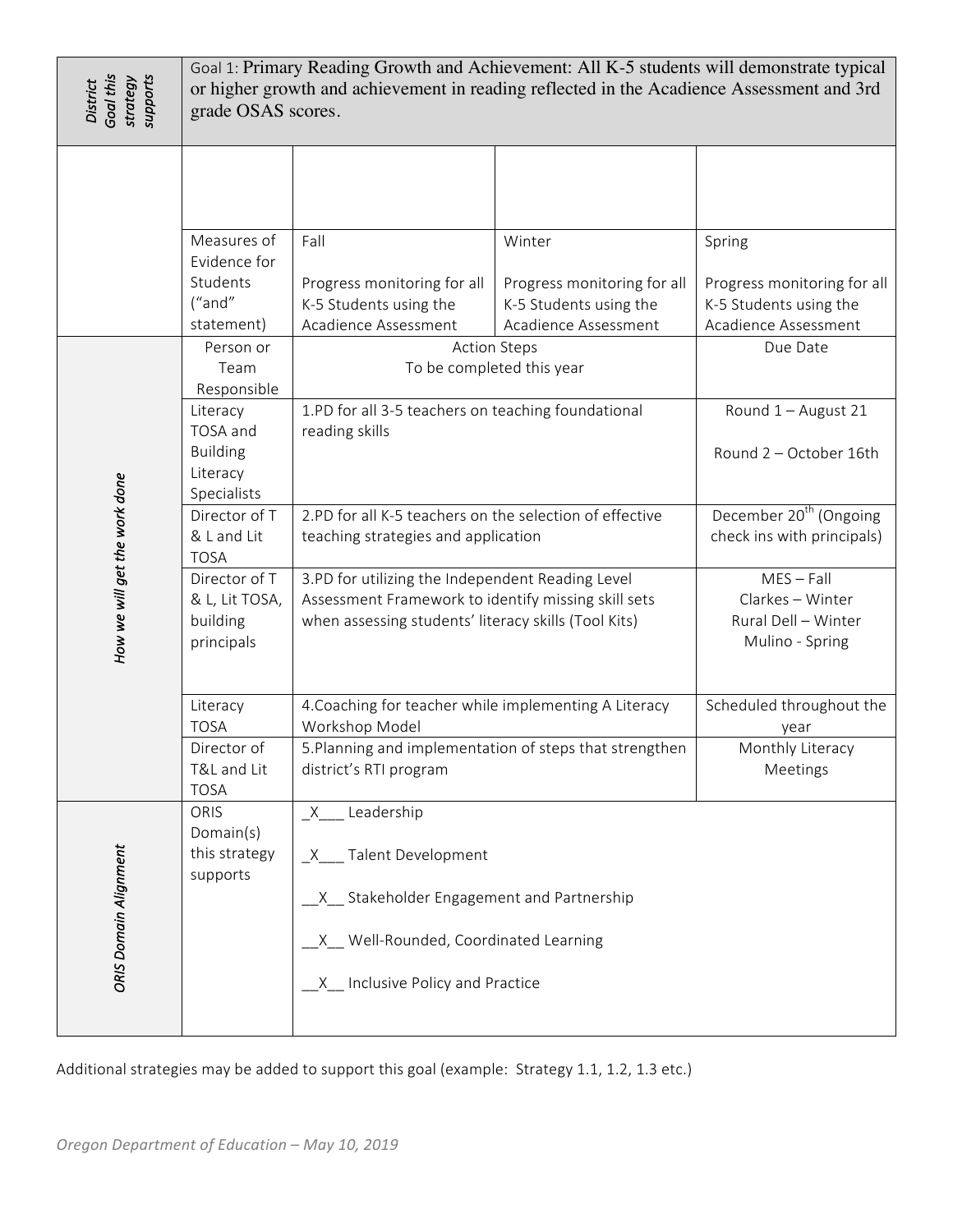| *District Goal this strategy supports* | Goal 1: Primary Reading Growth and Achievement: All K-5 students will demonstrate typical or higher growth and achievement in reading reflected in the Acadience Assessment and 3rd grade OSAS scores. | | | |
|---|---|---|---|---|
| | | | | |
| | Measures of Evidence for Students ("and" statement) | Fall<br><br>Progress monitoring for all K-5 Students using the Acadience Assessment | Winter<br><br>Progress monitoring for all K-5 Students using the Acadience Assessment | Spring<br><br>Progress monitoring for all K-5 Students using the Acadience Assessment |
| *How we will get the work done* | Person or Team Responsible | Action Steps To be completed this year | | Due Date |
| | Literacy TOSA and Building Literacy Specialists | 1.PD for all 3-5 teachers on teaching foundational reading skills | | Round 1 – August 21<br><br>Round 2 – October 16th |
| | Director of T & L and Lit TOSA | 2.PD for all K-5 teachers on the selection of effective teaching strategies and application | | December 20th (Ongoing check ins with principals) |
| | Director of T & L, Lit TOSA, building principals | 3.PD for utilizing the Independent Reading Level Assessment Framework to identify missing skill sets when assessing students' literacy skills (Tool Kits) | | MES – Fall<br>Clarkes – Winter<br>Rural Dell – Winter<br>Mulino - Spring |
| | Literacy TOSA | 4.Coaching for teacher while implementing A Literacy Workshop Model | | Scheduled throughout the year |
| | Director of T&L and Lit TOSA | 5.Planning and implementation of steps that strengthen district's RTI program | | Monthly Literacy Meetings |
| *ORIS Domain Alignment* | ORIS Domain(s) this strategy supports | _X___ Leadership<br><br>_X___ Talent Development<br><br>__X__ Stakeholder Engagement and Partnership<br><br>__X__ Well-Rounded, Coordinated Learning<br><br>__X__ Inclusive Policy and Practice | | |

Additional strategies may be added to support this goal (example: Strategy 1.1, 1.2, 1.3 etc.)

*Oregon Department of Education – May 10, 2019*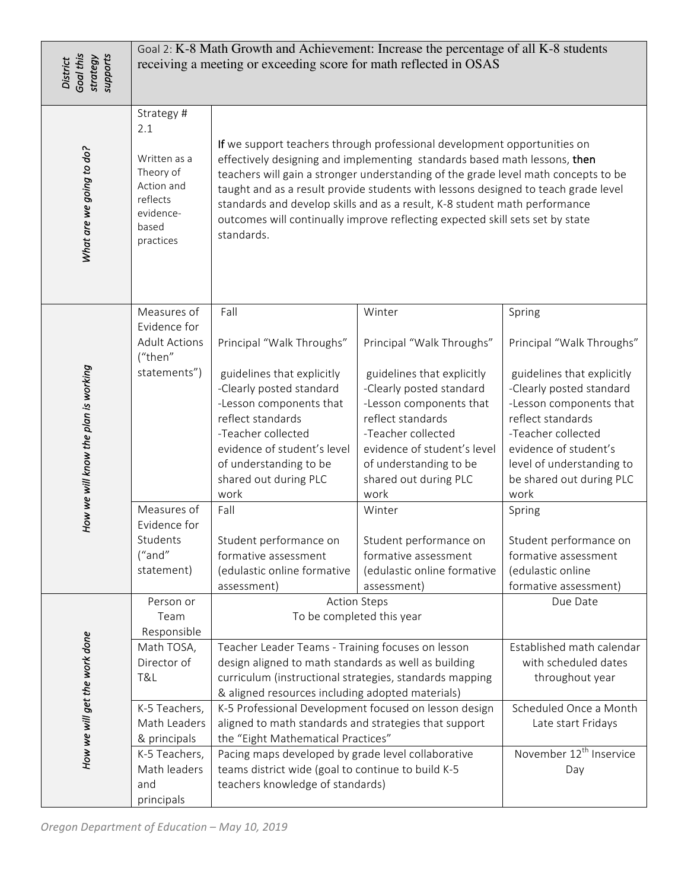| District Goal this strategy supports | Goal 2: K-8 Math Growth and Achievement: Increase the percentage of all K-8 students receiving a meeting or exceeding score for math reflected in OSAS | | | |
|---|---|---|---|---|
| What are we going to do? | Strategy # 2.1<br><br>Written as a Theory of Action and reflects evidence-based practices | **If** we support teachers through professional development opportunities on effectively designing and implementing standards based math lessons, **then** teachers will gain a stronger understanding of the grade level math concepts to be taught and as a result provide students with lessons designed to teach grade level standards and develop skills and as a result, K-8 student math performance outcomes will continually improve reflecting expected skill sets set by state standards. | | |
| How we will know the plan is working | Measures of Evidence for Adult Actions ("then" statements") | Fall<br><br>Principal "Walk Throughs"<br><br>guidelines that explicitly<br>-Clearly posted standard<br>-Lesson components that reflect standards<br>-Teacher collected evidence of student's level of understanding to be shared out during PLC work | Winter<br><br>Principal "Walk Throughs"<br><br>guidelines that explicitly<br>-Clearly posted standard<br>-Lesson components that reflect standards<br>-Teacher collected evidence of student's level of understanding to be shared out during PLC work | Spring<br><br>Principal "Walk Throughs"<br><br>guidelines that explicitly<br>-Clearly posted standard<br>-Lesson components that reflect standards<br>-Teacher collected evidence of student's level of understanding to be shared out during PLC work |
| | Measures of Evidence for Students ("and" statement) | Fall<br><br>Student performance on formative assessment (edulastic online formative assessment) | Winter<br><br>Student performance on formative assessment (edulastic online formative assessment) | Spring<br><br>Student performance on formative assessment (edulastic online formative assessment) |
| How we will get the work done | Person or Team Responsible | Action Steps<br>To be completed this year | | Due Date |
| | Math TOSA, Director of T&L | Teacher Leader Teams - Training focuses on lesson design aligned to math standards as well as building curriculum (instructional strategies, standards mapping & aligned resources including adopted materials) | | Established math calendar with scheduled dates throughout year |
| | K-5 Teachers, Math Leaders & principals | K-5 Professional Development focused on lesson design aligned to math standards and strategies that support the "Eight Mathematical Practices" | | Scheduled Once a Month Late start Fridays |
| | K-5 Teachers, Math leaders and principals | Pacing maps developed by grade level collaborative teams district wide (goal to continue to build K-5 teachers knowledge of standards) | | November 12th Inservice Day |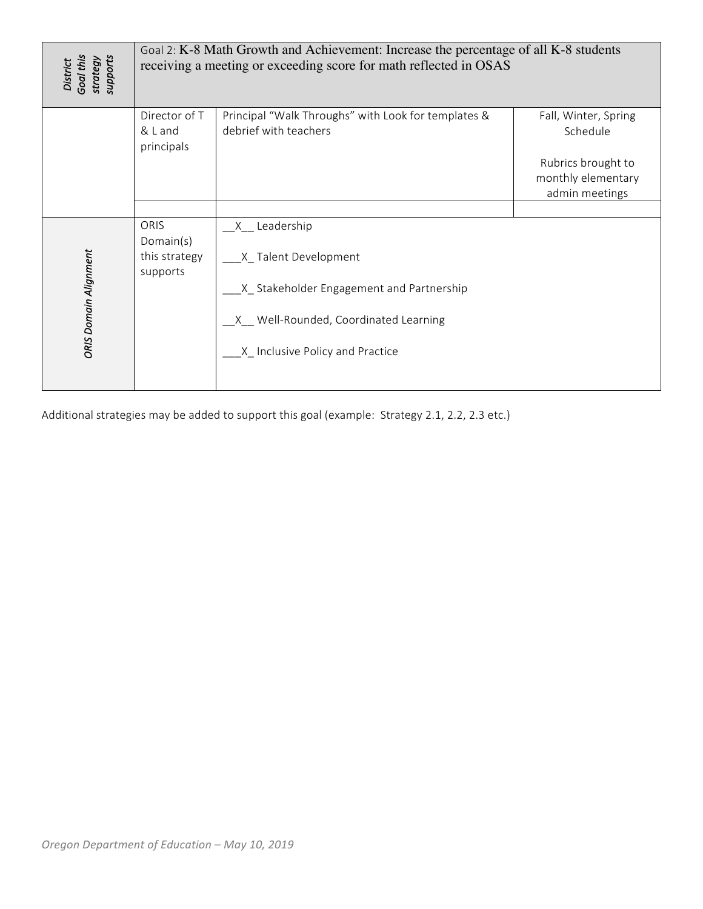| *District Goal this strategy supports* | Goal 2: K-8 Math Growth and Achievement: Increase the percentage of all K-8 students receiving a meeting or exceeding score for math reflected in OSAS | | |
|---|---|---|---|
| | Director of T & L and principals | Principal "Walk Throughs" with Look for templates & debrief with teachers | Fall, Winter, Spring Schedule<br><br>Rubrics brought to monthly elementary admin meetings |
| | | | |
| *ORIS Domain Alignment* | ORIS Domain(s) this strategy supports | __X__ Leadership<br><br>___X_ Talent Development<br><br>___X_ Stakeholder Engagement and Partnership<br><br>__X__ Well-Rounded, Coordinated Learning<br><br>___X_ Inclusive Policy and Practice | |

Additional strategies may be added to support this goal (example: Strategy 2.1, 2.2, 2.3 etc.)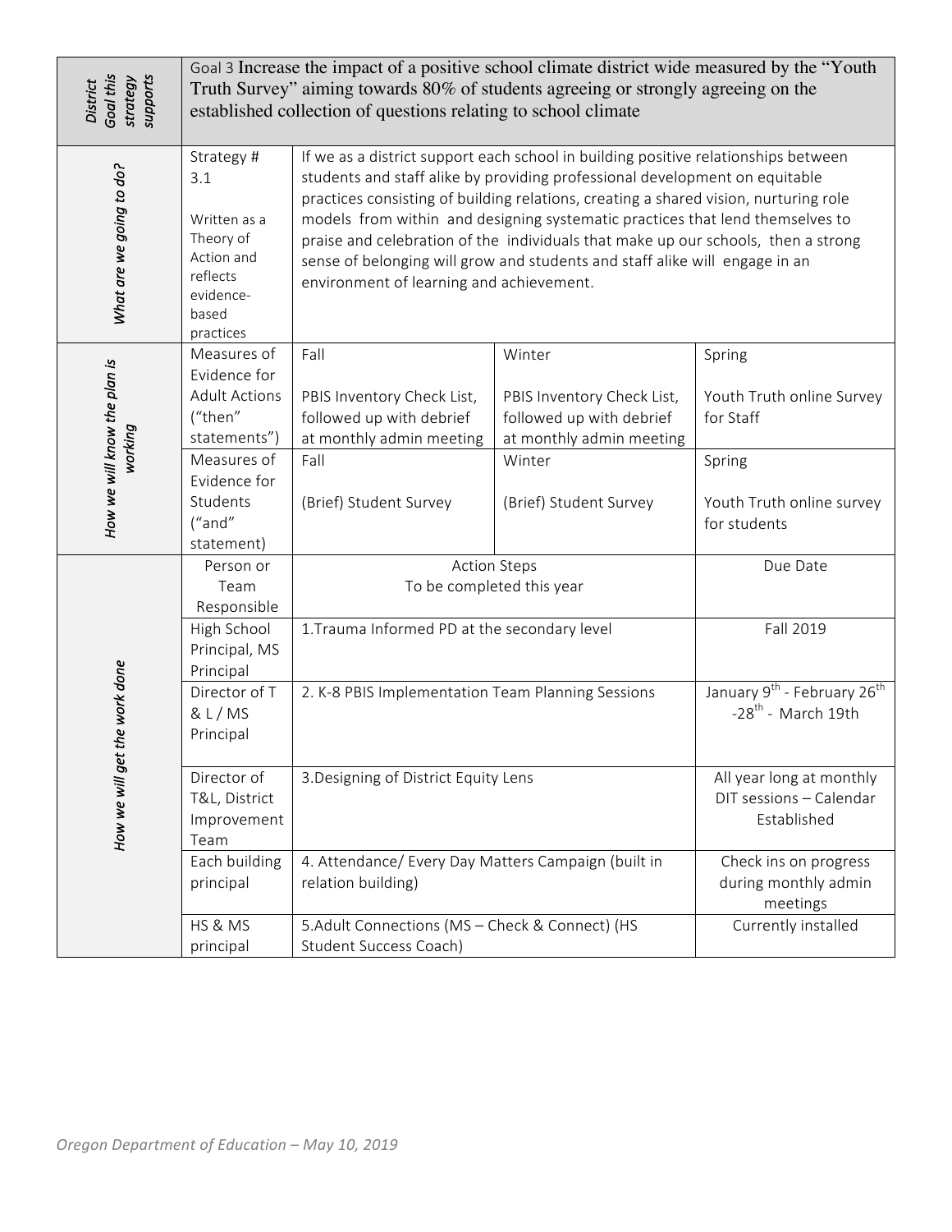| *District Goal this strategy supports* | Goal 3 Increase the impact of a positive school climate district wide measured by the "Youth Truth Survey" aiming towards 80% of students agreeing or strongly agreeing on the established collection of questions relating to school climate | | | |
|---|---|---|---|---|
| *What are we going to do?* | Strategy # 3.1<br><br>Written as a Theory of Action and reflects evidence-based practices | If we as a district support each school in building positive relationships between students and staff alike by providing professional development on equitable practices consisting of building relations, creating a shared vision, nurturing role models from within and designing systematic practices that lend themselves to praise and celebration of the individuals that make up our schools, then a strong sense of belonging will grow and students and staff alike will engage in an environment of learning and achievement. | | |
| *How we will know the plan is working* | Measures of Evidence for Adult Actions ("then" statements") | Fall<br><br>PBIS Inventory Check List, followed up with debrief at monthly admin meeting | Winter<br><br>PBIS Inventory Check List, followed up with debrief at monthly admin meeting | Spring<br><br>Youth Truth online Survey for Staff |
| | Measures of Evidence for Students ("and" statement) | Fall<br><br>(Brief) Student Survey | Winter<br><br>(Brief) Student Survey | Spring<br><br>Youth Truth online survey for students |
| *How we will get the work done* | Person or Team Responsible | Action Steps<br>To be completed this year | | Due Date |
| | High School Principal, MS Principal | 1.Trauma Informed PD at the secondary level | | Fall 2019 |
| | Director of T & L / MS Principal | 2. K-8 PBIS Implementation Team Planning Sessions | | January 9th - February 26th -28th - March 19th |
| | Director of T&L, District Improvement Team | 3.Designing of District Equity Lens | | All year long at monthly DIT sessions – Calendar Established |
| | Each building principal | 4. Attendance/ Every Day Matters Campaign (built in relation building) | | Check ins on progress during monthly admin meetings |
| | HS & MS principal | 5.Adult Connections (MS – Check & Connect) (HS Student Success Coach) | | Currently installed |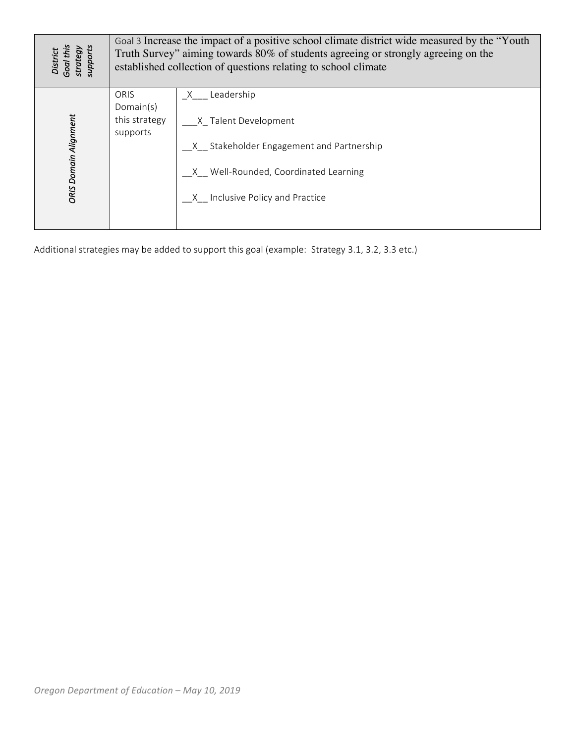| | | |
|---|---|---|
| *District Goal this strategy supports* | Goal 3 Increase the impact of a positive school climate district wide measured by the "Youth Truth Survey" aiming towards 80% of students agreeing or strongly agreeing on the established collection of questions relating to school climate | |
| *ORIS Domain Alignment* | ORIS Domain(s) this strategy supports | _X___ Leadership<br><br>___X_ Talent Development<br><br>__X__ Stakeholder Engagement and Partnership<br><br>__X__ Well-Rounded, Coordinated Learning<br><br>__X__ Inclusive Policy and Practice |

Additional strategies may be added to support this goal (example: Strategy 3.1, 3.2, 3.3 etc.)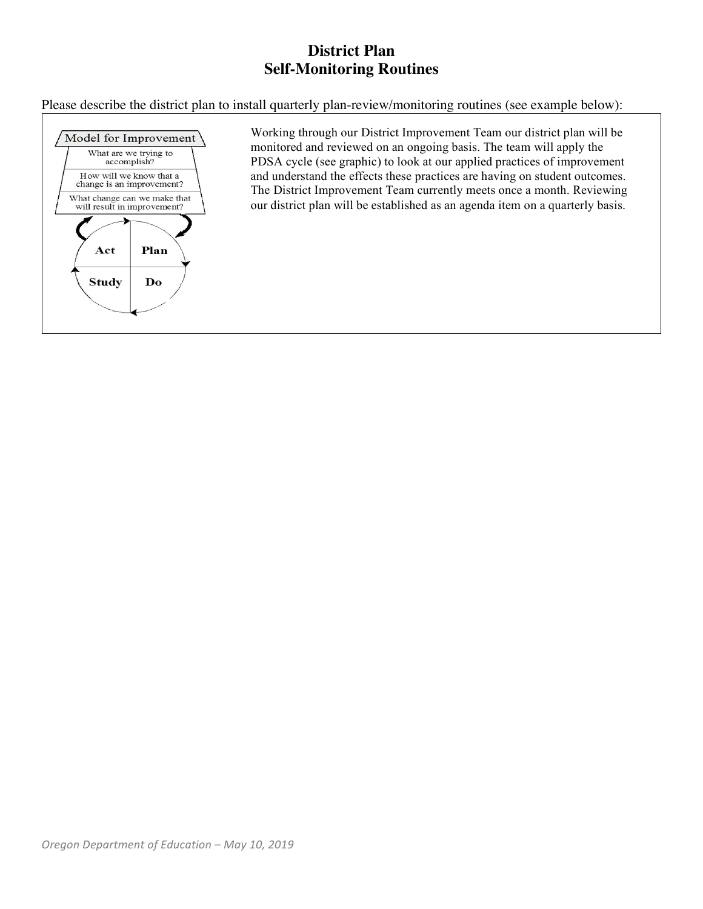# District Plan
# Self-Monitoring Routines

Please describe the district plan to install quarterly plan-review/monitoring routines (see example below):

Model for Improvement

What are we trying to accomplish?

How will we know that a change is an improvement?

What change can we make that will result in improvement?

Act

Plan

Study

Do

Working through our District Improvement Team our district plan will be monitored and reviewed on an ongoing basis. The team will apply the PDSA cycle (see graphic) to look at our applied practices of improvement and understand the effects these practices are having on student outcomes. The District Improvement Team currently meets once a month. Reviewing our district plan will be established as an agenda item on a quarterly basis.